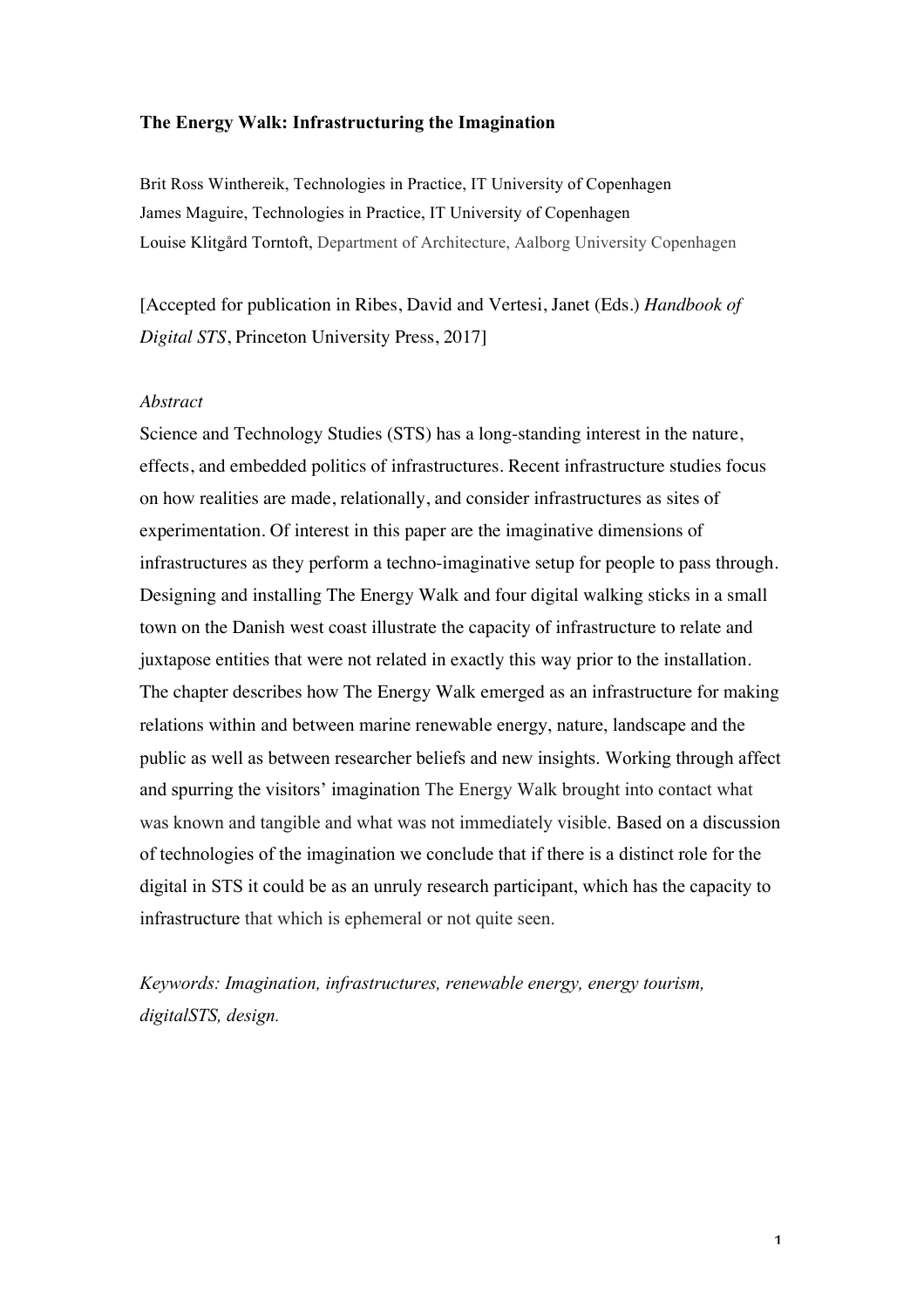# The Energy Walk: Infrastructuring the Imagination

Brit Ross Winthereik, Technologies in Practice, IT University of Copenhagen
James Maguire, Technologies in Practice, IT University of Copenhagen
Louise Klitgård Torntoft, Department of Architecture, Aalborg University Copenhagen

[Accepted for publication in Ribes, David and Vertesi, Janet (Eds.) *Handbook of Digital STS*, Princeton University Press, 2017]

*Abstract*

Science and Technology Studies (STS) has a long-standing interest in the nature, effects, and embedded politics of infrastructures. Recent infrastructure studies focus on how realities are made, relationally, and consider infrastructures as sites of experimentation. Of interest in this paper are the imaginative dimensions of infrastructures as they perform a techno-imaginative setup for people to pass through. Designing and installing The Energy Walk and four digital walking sticks in a small town on the Danish west coast illustrate the capacity of infrastructure to relate and juxtapose entities that were not related in exactly this way prior to the installation. The chapter describes how The Energy Walk emerged as an infrastructure for making relations within and between marine renewable energy, nature, landscape and the public as well as between researcher beliefs and new insights. Working through affect and spurring the visitors' imagination The Energy Walk brought into contact what was known and tangible and what was not immediately visible. Based on a discussion of technologies of the imagination we conclude that if there is a distinct role for the digital in STS it could be as an unruly research participant, which has the capacity to infrastructure that which is ephemeral or not quite seen.

*Keywords: Imagination, infrastructures, renewable energy, energy tourism, digitalSTS, design.*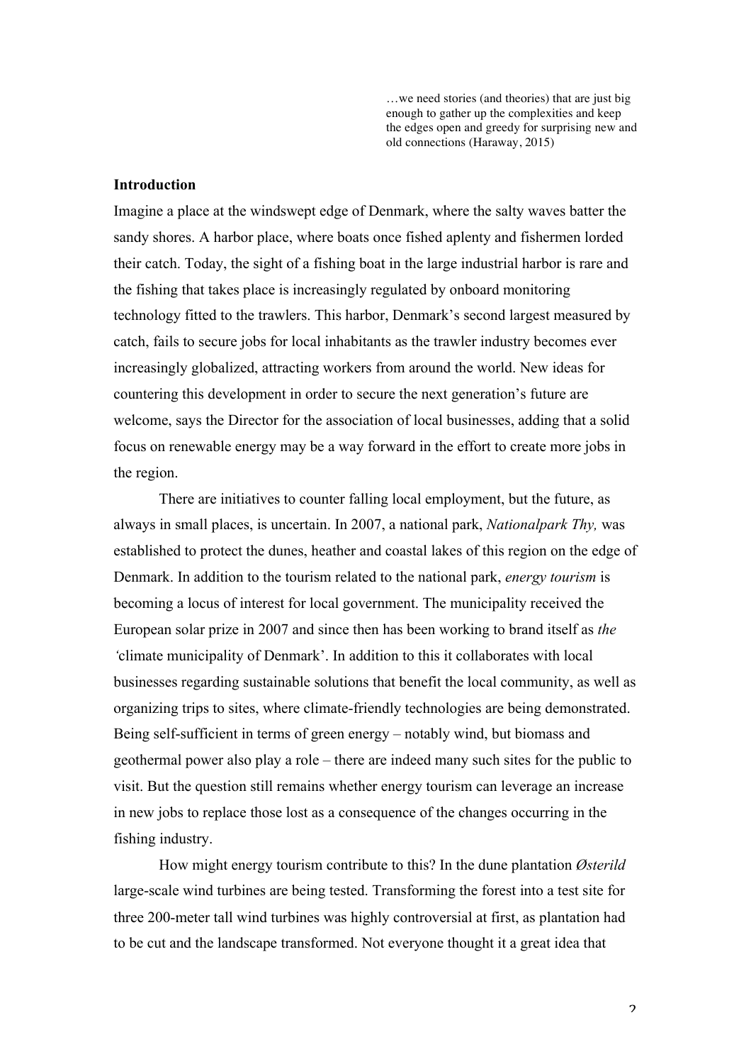> …we need stories (and theories) that are just big enough to gather up the complexities and keep the edges open and greedy for surprising new and old connections (Haraway, 2015)

**Introduction**

Imagine a place at the windswept edge of Denmark, where the salty waves batter the sandy shores. A harbor place, where boats once fished aplenty and fishermen lorded their catch. Today, the sight of a fishing boat in the large industrial harbor is rare and the fishing that takes place is increasingly regulated by onboard monitoring technology fitted to the trawlers. This harbor, Denmark's second largest measured by catch, fails to secure jobs for local inhabitants as the trawler industry becomes ever increasingly globalized, attracting workers from around the world. New ideas for countering this development in order to secure the next generation's future are welcome, says the Director for the association of local businesses, adding that a solid focus on renewable energy may be a way forward in the effort to create more jobs in the region.

There are initiatives to counter falling local employment, but the future, as always in small places, is uncertain. In 2007, a national park, *Nationalpark Thy,* was established to protect the dunes, heather and coastal lakes of this region on the edge of Denmark. In addition to the tourism related to the national park, *energy tourism* is becoming a locus of interest for local government. The municipality received the European solar prize in 2007 and since then has been working to brand itself as *the* 'climate municipality of Denmark'. In addition to this it collaborates with local businesses regarding sustainable solutions that benefit the local community, as well as organizing trips to sites, where climate-friendly technologies are being demonstrated. Being self-sufficient in terms of green energy – notably wind, but biomass and geothermal power also play a role – there are indeed many such sites for the public to visit. But the question still remains whether energy tourism can leverage an increase in new jobs to replace those lost as a consequence of the changes occurring in the fishing industry.

How might energy tourism contribute to this? In the dune plantation *Østerild* large-scale wind turbines are being tested. Transforming the forest into a test site for three 200-meter tall wind turbines was highly controversial at first, as plantation had to be cut and the landscape transformed. Not everyone thought it a great idea that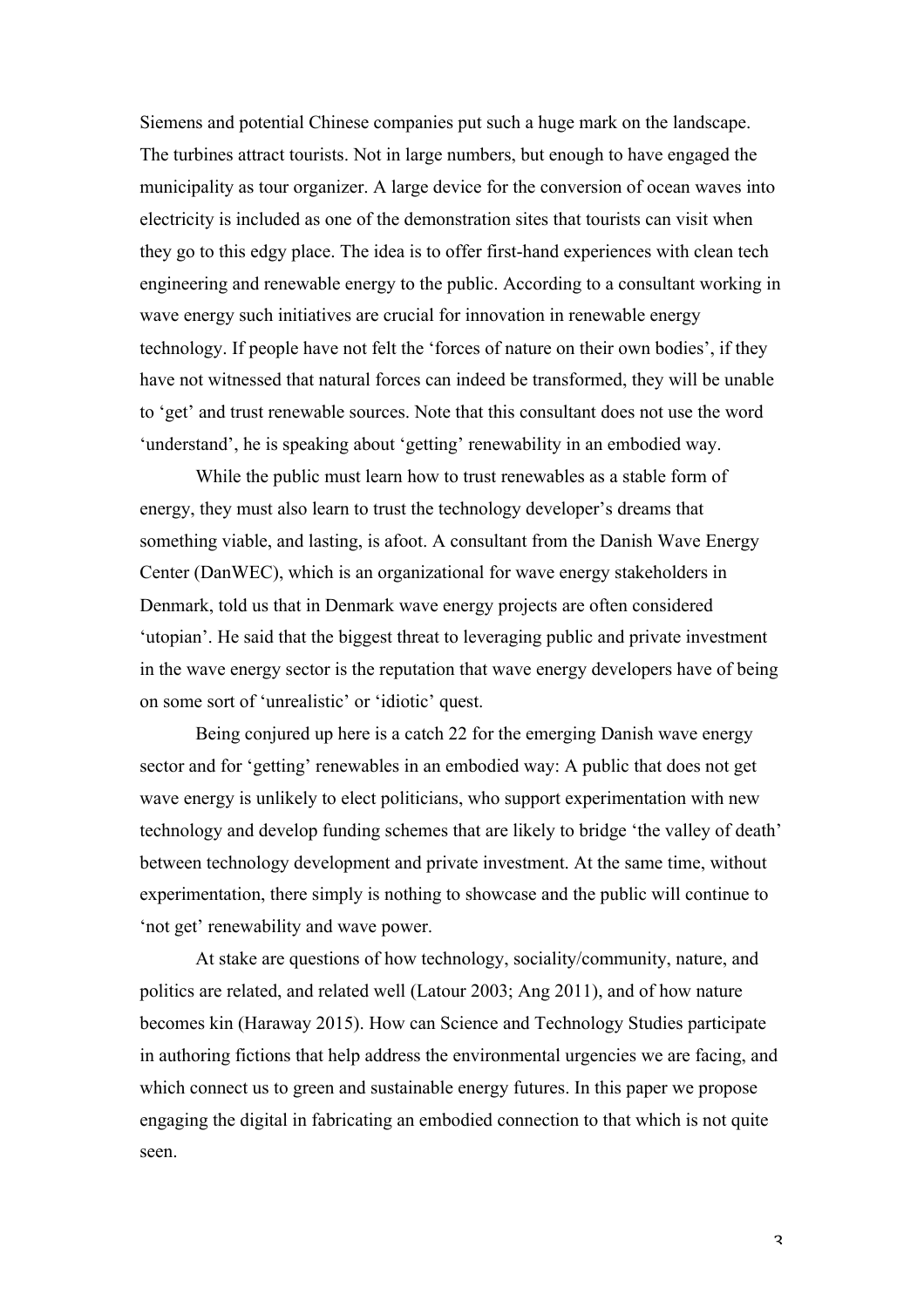Siemens and potential Chinese companies put such a huge mark on the landscape. The turbines attract tourists. Not in large numbers, but enough to have engaged the municipality as tour organizer. A large device for the conversion of ocean waves into electricity is included as one of the demonstration sites that tourists can visit when they go to this edgy place. The idea is to offer first-hand experiences with clean tech engineering and renewable energy to the public. According to a consultant working in wave energy such initiatives are crucial for innovation in renewable energy technology. If people have not felt the 'forces of nature on their own bodies', if they have not witnessed that natural forces can indeed be transformed, they will be unable to 'get' and trust renewable sources. Note that this consultant does not use the word 'understand', he is speaking about 'getting' renewability in an embodied way.

While the public must learn how to trust renewables as a stable form of energy, they must also learn to trust the technology developer's dreams that something viable, and lasting, is afoot. A consultant from the Danish Wave Energy Center (DanWEC), which is an organizational for wave energy stakeholders in Denmark, told us that in Denmark wave energy projects are often considered 'utopian'. He said that the biggest threat to leveraging public and private investment in the wave energy sector is the reputation that wave energy developers have of being on some sort of 'unrealistic' or 'idiotic' quest.

Being conjured up here is a catch 22 for the emerging Danish wave energy sector and for 'getting' renewables in an embodied way: A public that does not get wave energy is unlikely to elect politicians, who support experimentation with new technology and develop funding schemes that are likely to bridge 'the valley of death' between technology development and private investment. At the same time, without experimentation, there simply is nothing to showcase and the public will continue to 'not get' renewability and wave power.

At stake are questions of how technology, sociality/community, nature, and politics are related, and related well (Latour 2003; Ang 2011), and of how nature becomes kin (Haraway 2015). How can Science and Technology Studies participate in authoring fictions that help address the environmental urgencies we are facing, and which connect us to green and sustainable energy futures. In this paper we propose engaging the digital in fabricating an embodied connection to that which is not quite seen.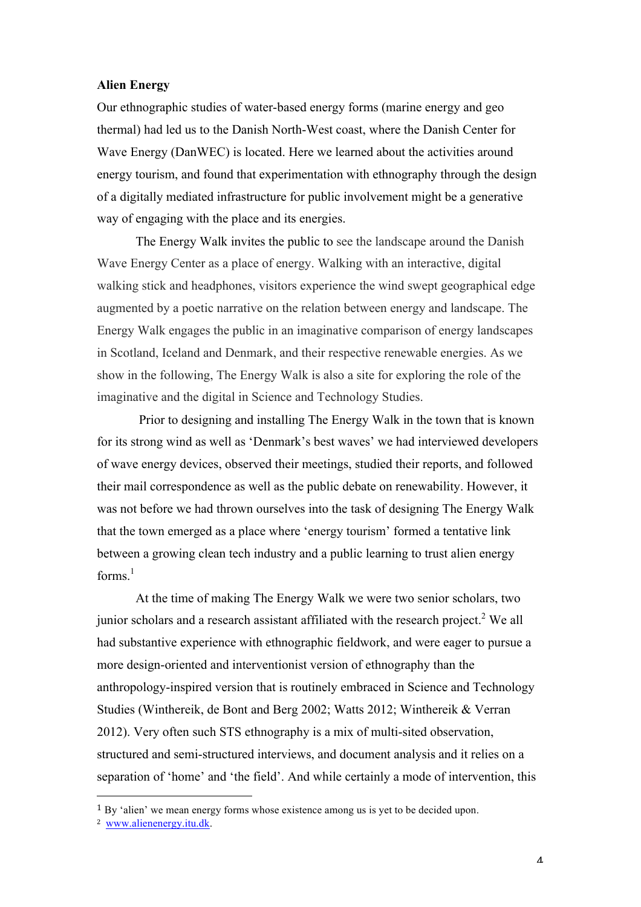**Alien Energy**

Our ethnographic studies of water-based energy forms (marine energy and geo thermal) had led us to the Danish North-West coast, where the Danish Center for Wave Energy (DanWEC) is located. Here we learned about the activities around energy tourism, and found that experimentation with ethnography through the design of a digitally mediated infrastructure for public involvement might be a generative way of engaging with the place and its energies.

The Energy Walk invites the public to see the landscape around the Danish Wave Energy Center as a place of energy. Walking with an interactive, digital walking stick and headphones, visitors experience the wind swept geographical edge augmented by a poetic narrative on the relation between energy and landscape. The Energy Walk engages the public in an imaginative comparison of energy landscapes in Scotland, Iceland and Denmark, and their respective renewable energies. As we show in the following, The Energy Walk is also a site for exploring the role of the imaginative and the digital in Science and Technology Studies.

Prior to designing and installing The Energy Walk in the town that is known for its strong wind as well as 'Denmark's best waves' we had interviewed developers of wave energy devices, observed their meetings, studied their reports, and followed their mail correspondence as well as the public debate on renewability. However, it was not before we had thrown ourselves into the task of designing The Energy Walk that the town emerged as a place where 'energy tourism' formed a tentative link between a growing clean tech industry and a public learning to trust alien energy forms.[1]

At the time of making The Energy Walk we were two senior scholars, two junior scholars and a research assistant affiliated with the research project.[2] We all had substantive experience with ethnographic fieldwork, and were eager to pursue a more design-oriented and interventionist version of ethnography than the anthropology-inspired version that is routinely embraced in Science and Technology Studies (Winthereik, de Bont and Berg 2002; Watts 2012; Winthereik & Verran 2012). Very often such STS ethnography is a mix of multi-sited observation, structured and semi-structured interviews, and document analysis and it relies on a separation of 'home' and 'the field'. And while certainly a mode of intervention, this

---

[1] By 'alien' we mean energy forms whose existence among us is yet to be decided upon.

[2] www.alienenergy.itu.dk.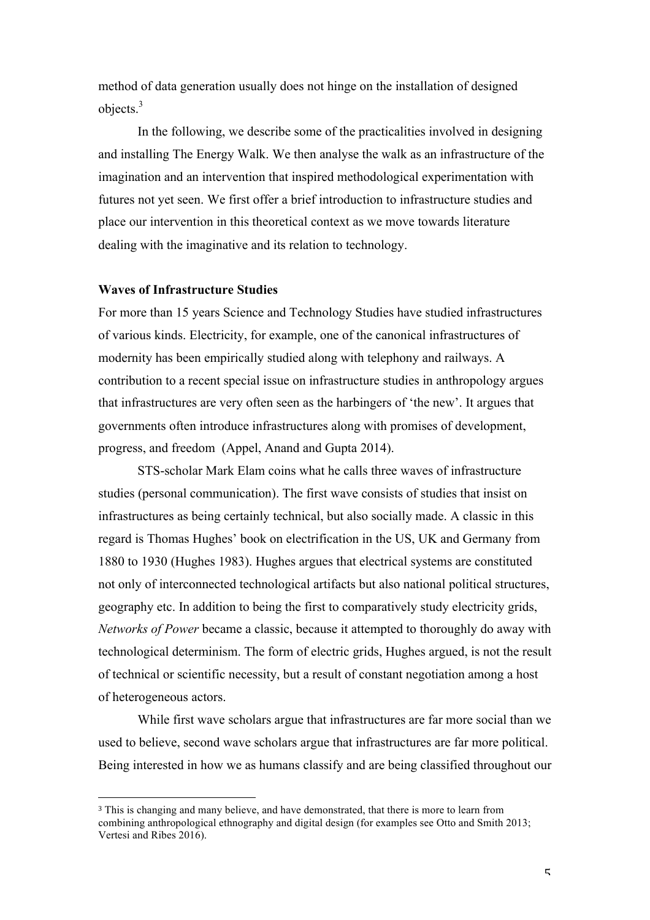method of data generation usually does not hinge on the installation of designed objects.[3]

In the following, we describe some of the practicalities involved in designing and installing The Energy Walk. We then analyse the walk as an infrastructure of the imagination and an intervention that inspired methodological experimentation with futures not yet seen. We first offer a brief introduction to infrastructure studies and place our intervention in this theoretical context as we move towards literature dealing with the imaginative and its relation to technology.

**Waves of Infrastructure Studies**

For more than 15 years Science and Technology Studies have studied infrastructures of various kinds. Electricity, for example, one of the canonical infrastructures of modernity has been empirically studied along with telephony and railways. A contribution to a recent special issue on infrastructure studies in anthropology argues that infrastructures are very often seen as the harbingers of 'the new'. It argues that governments often introduce infrastructures along with promises of development, progress, and freedom (Appel, Anand and Gupta 2014).

STS-scholar Mark Elam coins what he calls three waves of infrastructure studies (personal communication). The first wave consists of studies that insist on infrastructures as being certainly technical, but also socially made. A classic in this regard is Thomas Hughes' book on electrification in the US, UK and Germany from 1880 to 1930 (Hughes 1983). Hughes argues that electrical systems are constituted not only of interconnected technological artifacts but also national political structures, geography etc. In addition to being the first to comparatively study electricity grids, *Networks of Power* became a classic, because it attempted to thoroughly do away with technological determinism. The form of electric grids, Hughes argued, is not the result of technical or scientific necessity, but a result of constant negotiation among a host of heterogeneous actors.

While first wave scholars argue that infrastructures are far more social than we used to believe, second wave scholars argue that infrastructures are far more political. Being interested in how we as humans classify and are being classified throughout our

[3] This is changing and many believe, and have demonstrated, that there is more to learn from combining anthropological ethnography and digital design (for examples see Otto and Smith 2013; Vertesi and Ribes 2016).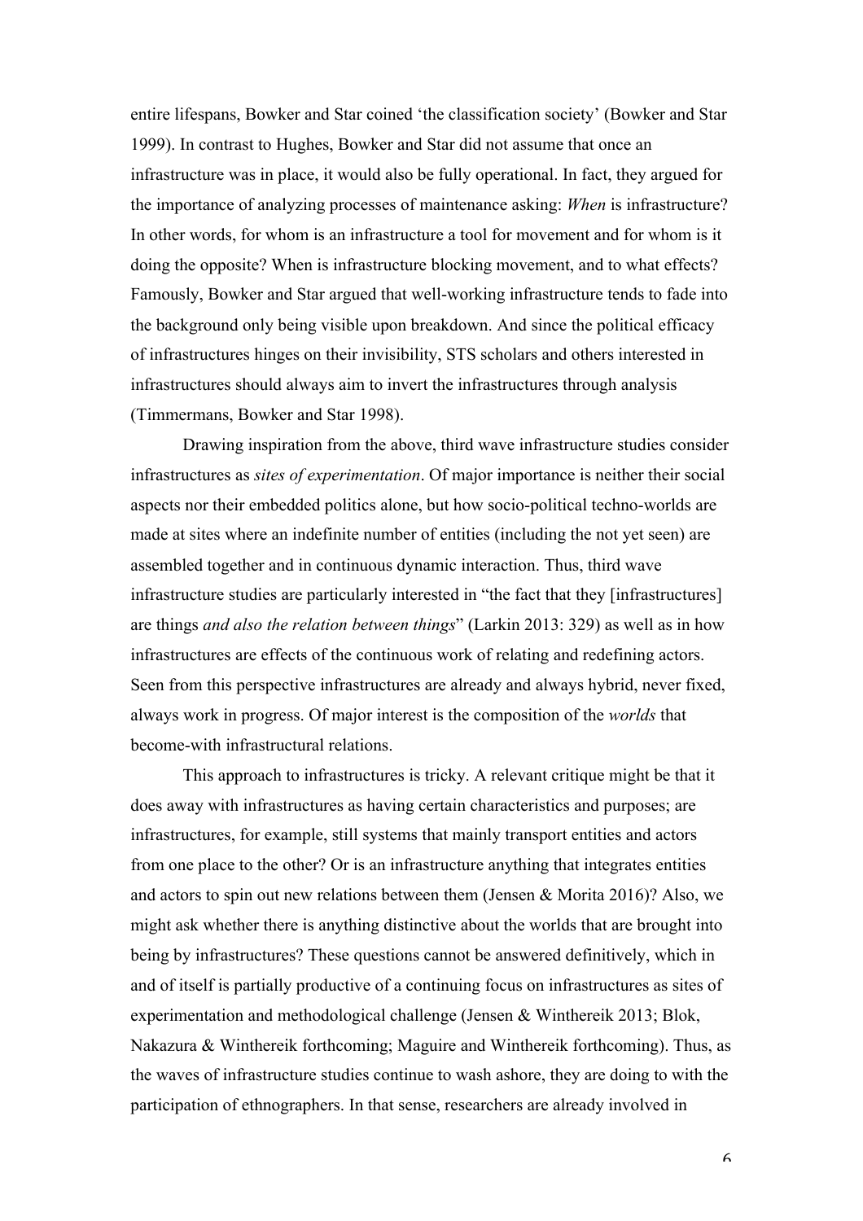entire lifespans, Bowker and Star coined 'the classification society' (Bowker and Star 1999). In contrast to Hughes, Bowker and Star did not assume that once an infrastructure was in place, it would also be fully operational. In fact, they argued for the importance of analyzing processes of maintenance asking: *When* is infrastructure? In other words, for whom is an infrastructure a tool for movement and for whom is it doing the opposite? When is infrastructure blocking movement, and to what effects? Famously, Bowker and Star argued that well-working infrastructure tends to fade into the background only being visible upon breakdown. And since the political efficacy of infrastructures hinges on their invisibility, STS scholars and others interested in infrastructures should always aim to invert the infrastructures through analysis (Timmermans, Bowker and Star 1998).

Drawing inspiration from the above, third wave infrastructure studies consider infrastructures as *sites of experimentation*. Of major importance is neither their social aspects nor their embedded politics alone, but how socio-political techno-worlds are made at sites where an indefinite number of entities (including the not yet seen) are assembled together and in continuous dynamic interaction. Thus, third wave infrastructure studies are particularly interested in "the fact that they [infrastructures] are things *and also the relation between things*" (Larkin 2013: 329) as well as in how infrastructures are effects of the continuous work of relating and redefining actors. Seen from this perspective infrastructures are already and always hybrid, never fixed, always work in progress. Of major interest is the composition of the *worlds* that become-with infrastructural relations.

This approach to infrastructures is tricky. A relevant critique might be that it does away with infrastructures as having certain characteristics and purposes; are infrastructures, for example, still systems that mainly transport entities and actors from one place to the other? Or is an infrastructure anything that integrates entities and actors to spin out new relations between them (Jensen & Morita 2016)? Also, we might ask whether there is anything distinctive about the worlds that are brought into being by infrastructures? These questions cannot be answered definitively, which in and of itself is partially productive of a continuing focus on infrastructures as sites of experimentation and methodological challenge (Jensen & Winthereik 2013; Blok, Nakazura & Winthereik forthcoming; Maguire and Winthereik forthcoming). Thus, as the waves of infrastructure studies continue to wash ashore, they are doing to with the participation of ethnographers. In that sense, researchers are already involved in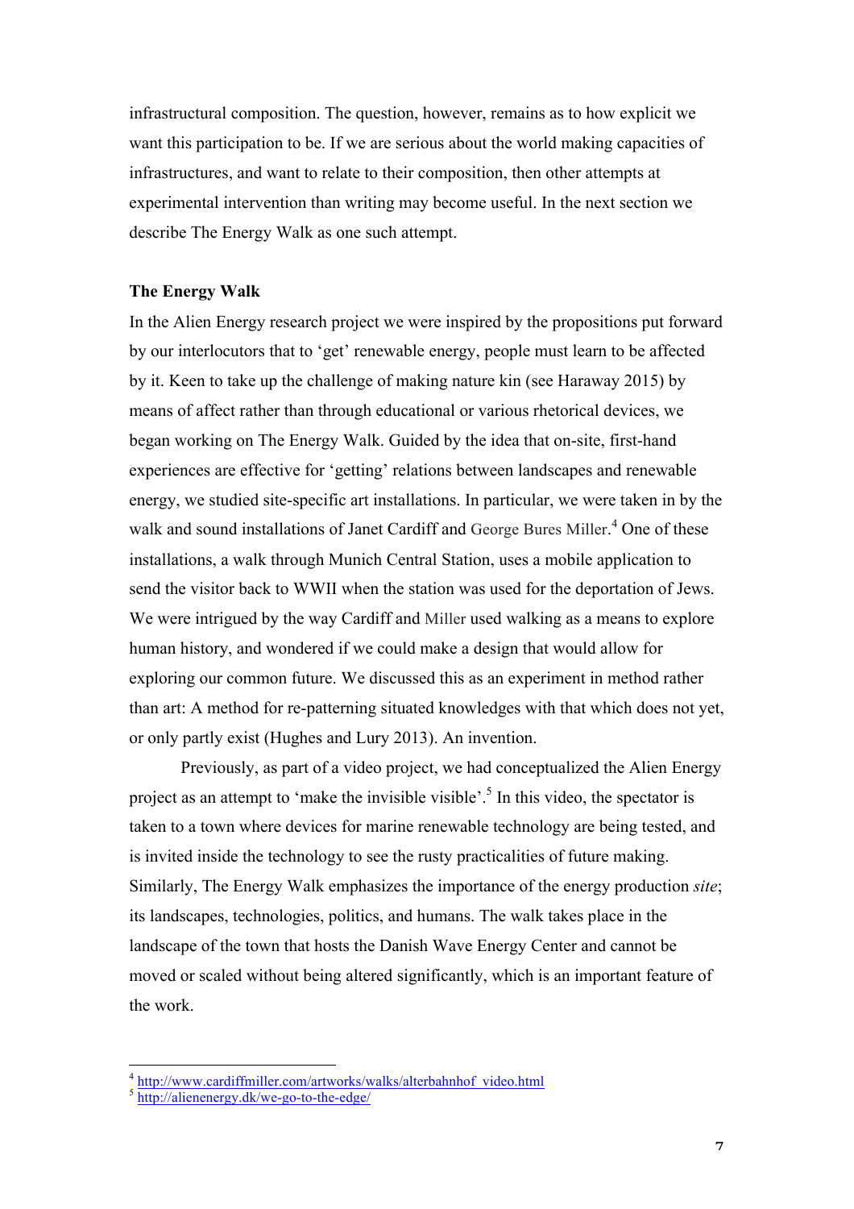infrastructural composition. The question, however, remains as to how explicit we want this participation to be. If we are serious about the world making capacities of infrastructures, and want to relate to their composition, then other attempts at experimental intervention than writing may become useful. In the next section we describe The Energy Walk as one such attempt.

## The Energy Walk

In the Alien Energy research project we were inspired by the propositions put forward by our interlocutors that to 'get' renewable energy, people must learn to be affected by it. Keen to take up the challenge of making nature kin (see Haraway 2015) by means of affect rather than through educational or various rhetorical devices, we began working on The Energy Walk. Guided by the idea that on-site, first-hand experiences are effective for 'getting' relations between landscapes and renewable energy, we studied site-specific art installations. In particular, we were taken in by the walk and sound installations of Janet Cardiff and George Bures Miller.[4] One of these installations, a walk through Munich Central Station, uses a mobile application to send the visitor back to WWII when the station was used for the deportation of Jews. We were intrigued by the way Cardiff and Miller used walking as a means to explore human history, and wondered if we could make a design that would allow for exploring our common future. We discussed this as an experiment in method rather than art: A method for re-patterning situated knowledges with that which does not yet, or only partly exist (Hughes and Lury 2013). An invention.

Previously, as part of a video project, we had conceptualized the Alien Energy project as an attempt to 'make the invisible visible'.[5] In this video, the spectator is taken to a town where devices for marine renewable technology are being tested, and is invited inside the technology to see the rusty practicalities of future making. Similarly, The Energy Walk emphasizes the importance of the energy production *site*; its landscapes, technologies, politics, and humans. The walk takes place in the landscape of the town that hosts the Danish Wave Energy Center and cannot be moved or scaled without being altered significantly, which is an important feature of the work.

---

[4] http://www.cardiffmiller.com/artworks/walks/alterbahnhof_video.html

[5] http://alienenergy.dk/we-go-to-the-edge/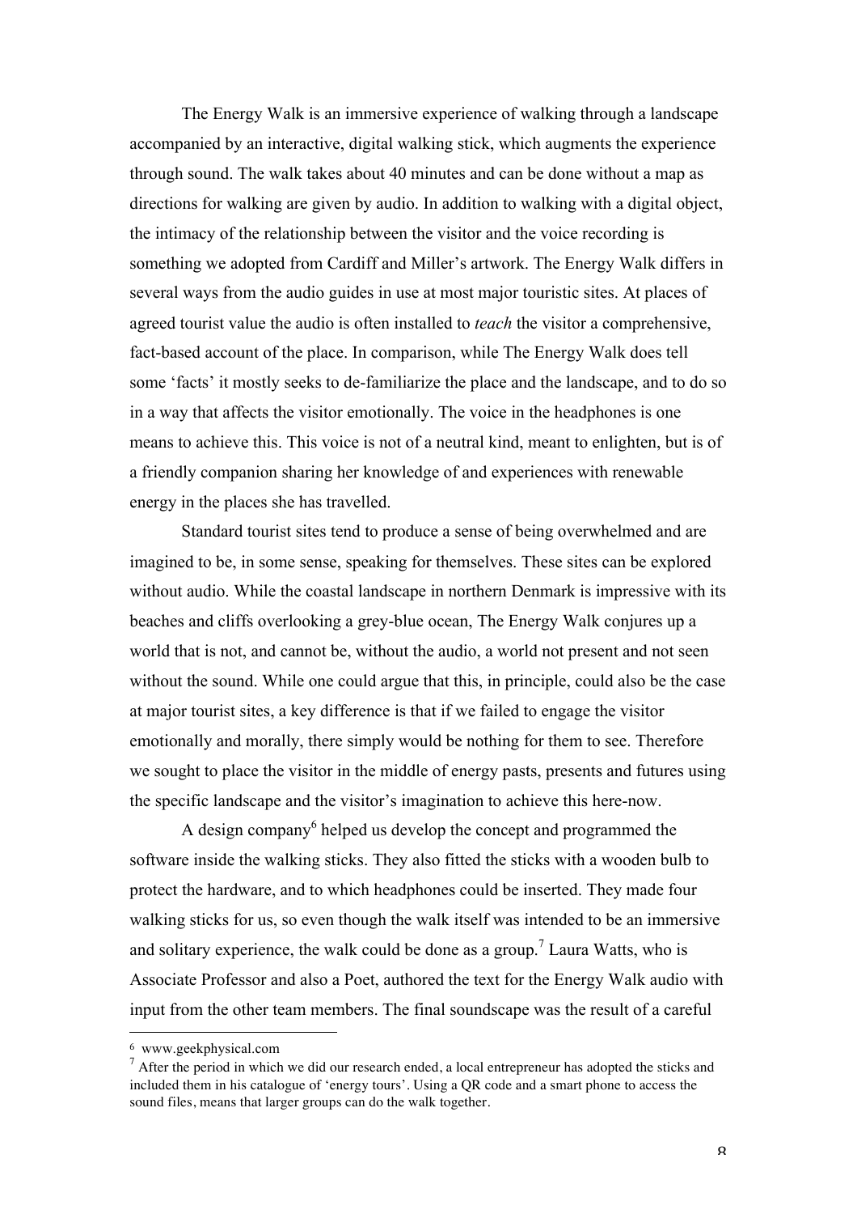The Energy Walk is an immersive experience of walking through a landscape accompanied by an interactive, digital walking stick, which augments the experience through sound. The walk takes about 40 minutes and can be done without a map as directions for walking are given by audio. In addition to walking with a digital object, the intimacy of the relationship between the visitor and the voice recording is something we adopted from Cardiff and Miller's artwork. The Energy Walk differs in several ways from the audio guides in use at most major touristic sites. At places of agreed tourist value the audio is often installed to *teach* the visitor a comprehensive, fact-based account of the place. In comparison, while The Energy Walk does tell some 'facts' it mostly seeks to de-familiarize the place and the landscape, and to do so in a way that affects the visitor emotionally. The voice in the headphones is one means to achieve this. This voice is not of a neutral kind, meant to enlighten, but is of a friendly companion sharing her knowledge of and experiences with renewable energy in the places she has travelled.

Standard tourist sites tend to produce a sense of being overwhelmed and are imagined to be, in some sense, speaking for themselves. These sites can be explored without audio. While the coastal landscape in northern Denmark is impressive with its beaches and cliffs overlooking a grey-blue ocean, The Energy Walk conjures up a world that is not, and cannot be, without the audio, a world not present and not seen without the sound. While one could argue that this, in principle, could also be the case at major tourist sites, a key difference is that if we failed to engage the visitor emotionally and morally, there simply would be nothing for them to see. Therefore we sought to place the visitor in the middle of energy pasts, presents and futures using the specific landscape and the visitor's imagination to achieve this here-now.

A design company[6] helped us develop the concept and programmed the software inside the walking sticks. They also fitted the sticks with a wooden bulb to protect the hardware, and to which headphones could be inserted. They made four walking sticks for us, so even though the walk itself was intended to be an immersive and solitary experience, the walk could be done as a group.[7] Laura Watts, who is Associate Professor and also a Poet, authored the text for the Energy Walk audio with input from the other team members. The final soundscape was the result of a careful

---

[6] www.geekphysical.com

[7] After the period in which we did our research ended, a local entrepreneur has adopted the sticks and included them in his catalogue of 'energy tours'. Using a QR code and a smart phone to access the sound files, means that larger groups can do the walk together.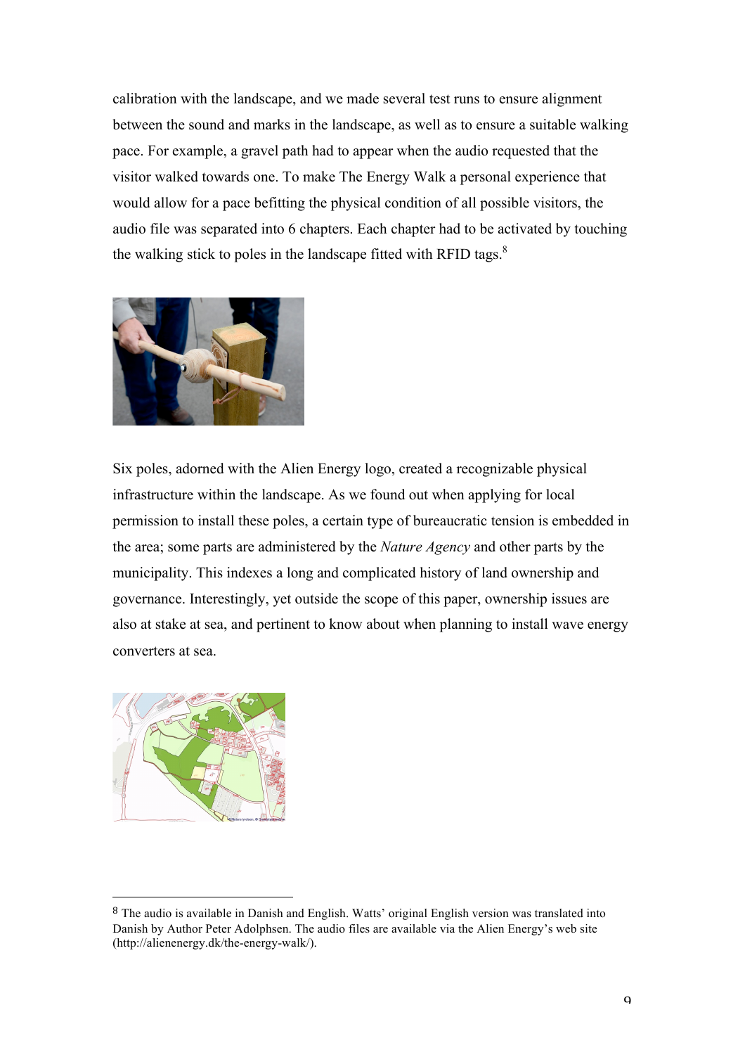calibration with the landscape, and we made several test runs to ensure alignment between the sound and marks in the landscape, as well as to ensure a suitable walking pace. For example, a gravel path had to appear when the audio requested that the visitor walked towards one. To make The Energy Walk a personal experience that would allow for a pace befitting the physical condition of all possible visitors, the audio file was separated into 6 chapters. Each chapter had to be activated by touching the walking stick to poles in the landscape fitted with RFID tags.[8]

Six poles, adorned with the Alien Energy logo, created a recognizable physical infrastructure within the landscape. As we found out when applying for local permission to install these poles, a certain type of bureaucratic tension is embedded in the area; some parts are administered by the *Nature Agency* and other parts by the municipality. This indexes a long and complicated history of land ownership and governance. Interestingly, yet outside the scope of this paper, ownership issues are also at stake at sea, and pertinent to know about when planning to install wave energy converters at sea.

[8] The audio is available in Danish and English. Watts' original English version was translated into Danish by Author Peter Adolphsen. The audio files are available via the Alien Energy's web site (http://alienenergy.dk/the-energy-walk/).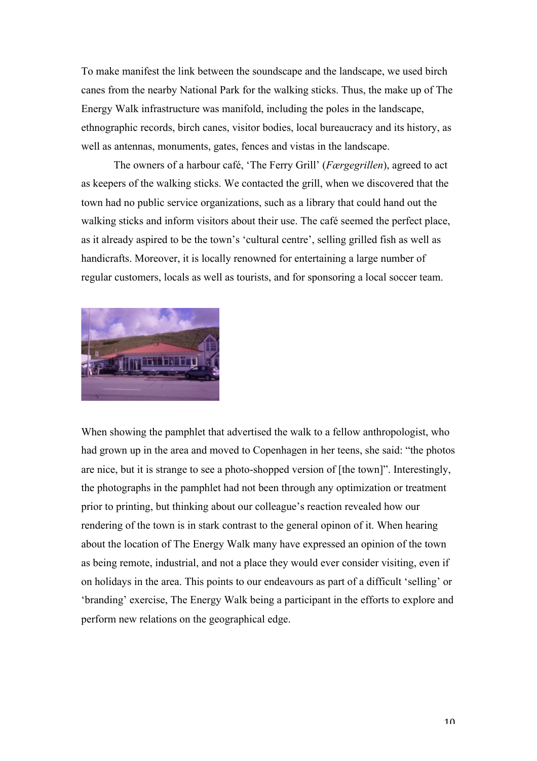To make manifest the link between the soundscape and the landscape, we used birch canes from the nearby National Park for the walking sticks. Thus, the make up of The Energy Walk infrastructure was manifold, including the poles in the landscape, ethnographic records, birch canes, visitor bodies, local bureaucracy and its history, as well as antennas, monuments, gates, fences and vistas in the landscape.

The owners of a harbour café, 'The Ferry Grill' (*Færgegrillen*), agreed to act as keepers of the walking sticks. We contacted the grill, when we discovered that the town had no public service organizations, such as a library that could hand out the walking sticks and inform visitors about their use. The café seemed the perfect place, as it already aspired to be the town's 'cultural centre', selling grilled fish as well as handicrafts. Moreover, it is locally renowned for entertaining a large number of regular customers, locals as well as tourists, and for sponsoring a local soccer team.

When showing the pamphlet that advertised the walk to a fellow anthropologist, who had grown up in the area and moved to Copenhagen in her teens, she said: "the photos are nice, but it is strange to see a photo-shopped version of [the town]". Interestingly, the photographs in the pamphlet had not been through any optimization or treatment prior to printing, but thinking about our colleague's reaction revealed how our rendering of the town is in stark contrast to the general opinon of it. When hearing about the location of The Energy Walk many have expressed an opinion of the town as being remote, industrial, and not a place they would ever consider visiting, even if on holidays in the area. This points to our endeavours as part of a difficult 'selling' or 'branding' exercise, The Energy Walk being a participant in the efforts to explore and perform new relations on the geographical edge.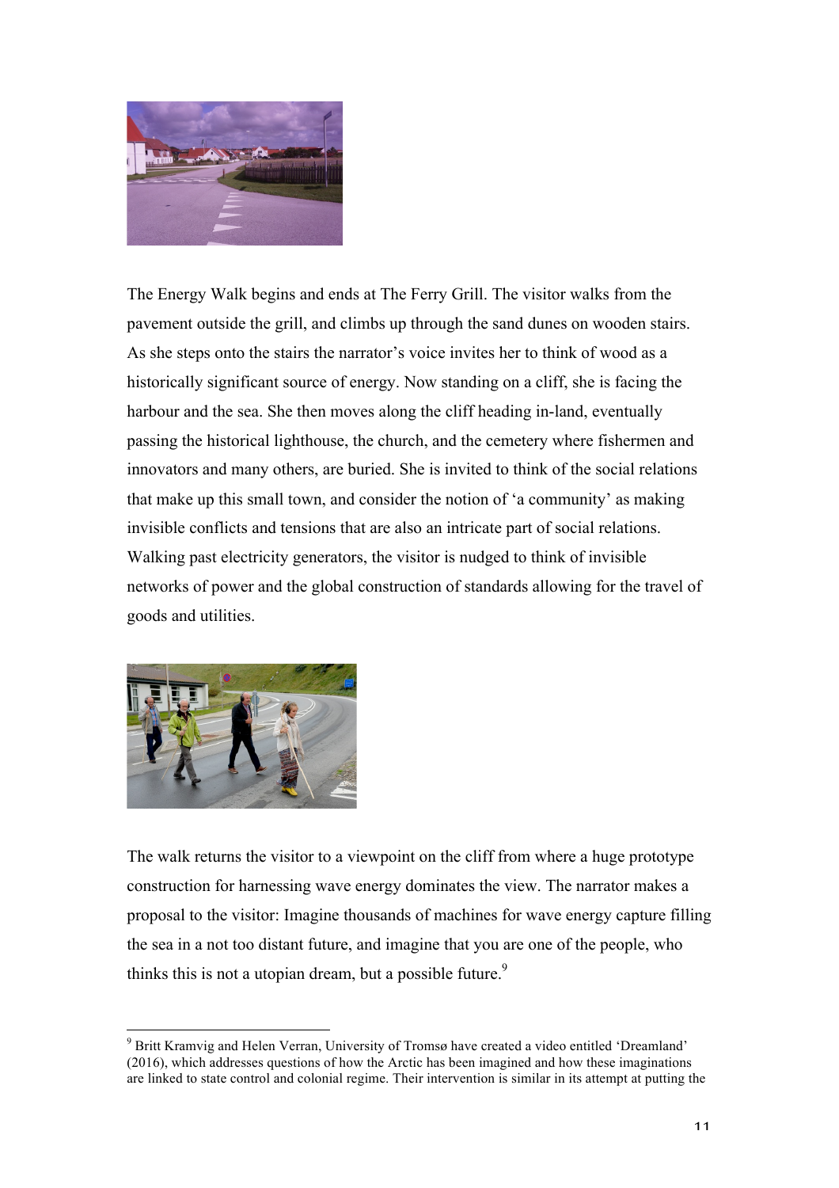The Energy Walk begins and ends at The Ferry Grill. The visitor walks from the pavement outside the grill, and climbs up through the sand dunes on wooden stairs. As she steps onto the stairs the narrator's voice invites her to think of wood as a historically significant source of energy. Now standing on a cliff, she is facing the harbour and the sea. She then moves along the cliff heading in-land, eventually passing the historical lighthouse, the church, and the cemetery where fishermen and innovators and many others, are buried. She is invited to think of the social relations that make up this small town, and consider the notion of 'a community' as making invisible conflicts and tensions that are also an intricate part of social relations. Walking past electricity generators, the visitor is nudged to think of invisible networks of power and the global construction of standards allowing for the travel of goods and utilities.

The walk returns the visitor to a viewpoint on the cliff from where a huge prototype construction for harnessing wave energy dominates the view. The narrator makes a proposal to the visitor: Imagine thousands of machines for wave energy capture filling the sea in a not too distant future, and imagine that you are one of the people, who thinks this is not a utopian dream, but a possible future.[9]

---

[9] Britt Kramvig and Helen Verran, University of Tromsø have created a video entitled 'Dreamland' (2016), which addresses questions of how the Arctic has been imagined and how these imaginations are linked to state control and colonial regime. Their intervention is similar in its attempt at putting the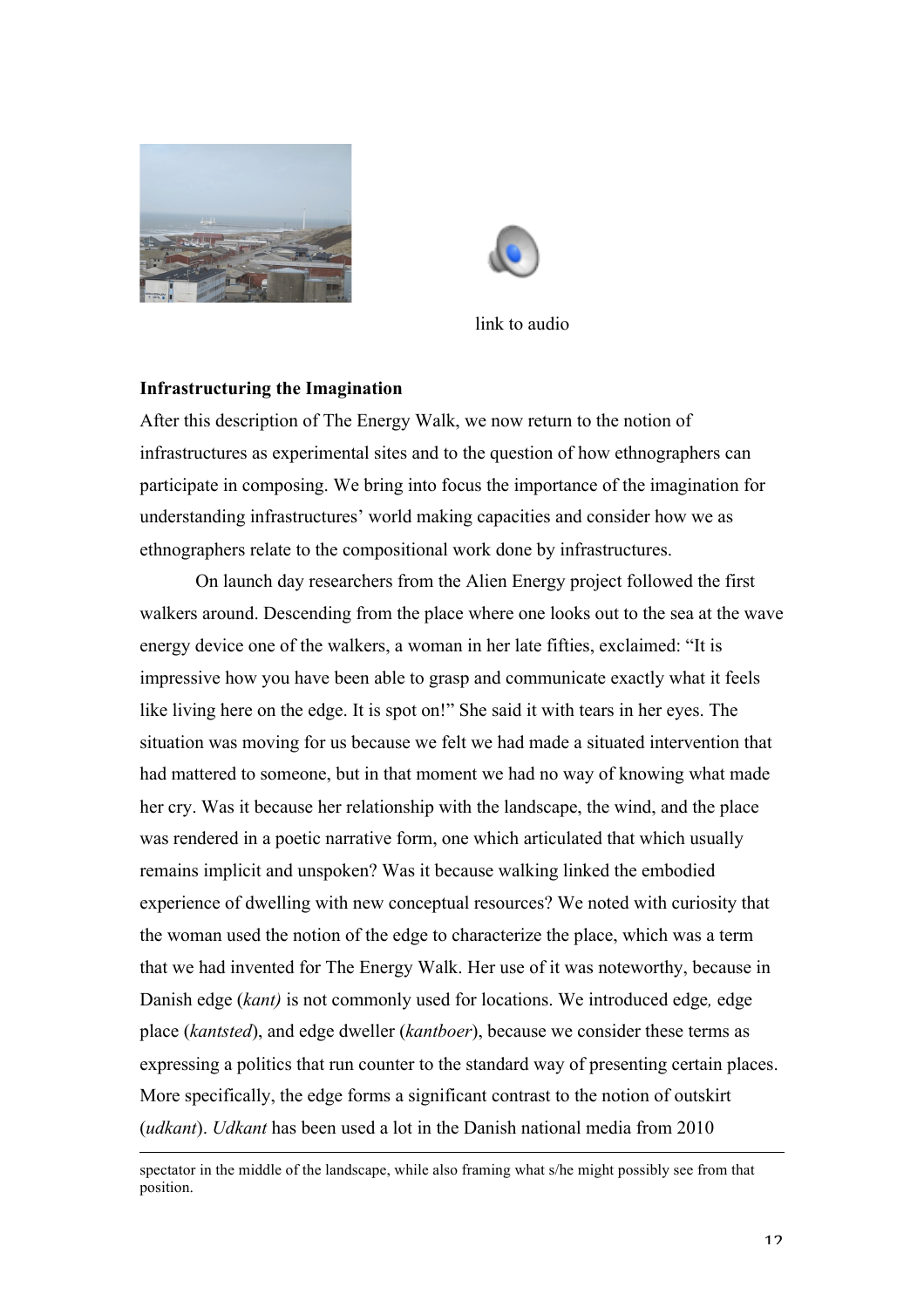link to audio

**Infrastructuring the Imagination**

After this description of The Energy Walk, we now return to the notion of infrastructures as experimental sites and to the question of how ethnographers can participate in composing. We bring into focus the importance of the imagination for understanding infrastructures' world making capacities and consider how we as ethnographers relate to the compositional work done by infrastructures.

On launch day researchers from the Alien Energy project followed the first walkers around. Descending from the place where one looks out to the sea at the wave energy device one of the walkers, a woman in her late fifties, exclaimed: "It is impressive how you have been able to grasp and communicate exactly what it feels like living here on the edge. It is spot on!" She said it with tears in her eyes. The situation was moving for us because we felt we had made a situated intervention that had mattered to someone, but in that moment we had no way of knowing what made her cry. Was it because her relationship with the landscape, the wind, and the place was rendered in a poetic narrative form, one which articulated that which usually remains implicit and unspoken? Was it because walking linked the embodied experience of dwelling with new conceptual resources? We noted with curiosity that the woman used the notion of the edge to characterize the place, which was a term that we had invented for The Energy Walk. Her use of it was noteworthy, because in Danish edge (*kant)* is not commonly used for locations. We introduced edge*,* edge place (*kantsted*), and edge dweller (*kantboer*), because we consider these terms as expressing a politics that run counter to the standard way of presenting certain places. More specifically, the edge forms a significant contrast to the notion of outskirt (*udkant*). *Udkant* has been used a lot in the Danish national media from 2010

---

spectator in the middle of the landscape, while also framing what s/he might possibly see from that position.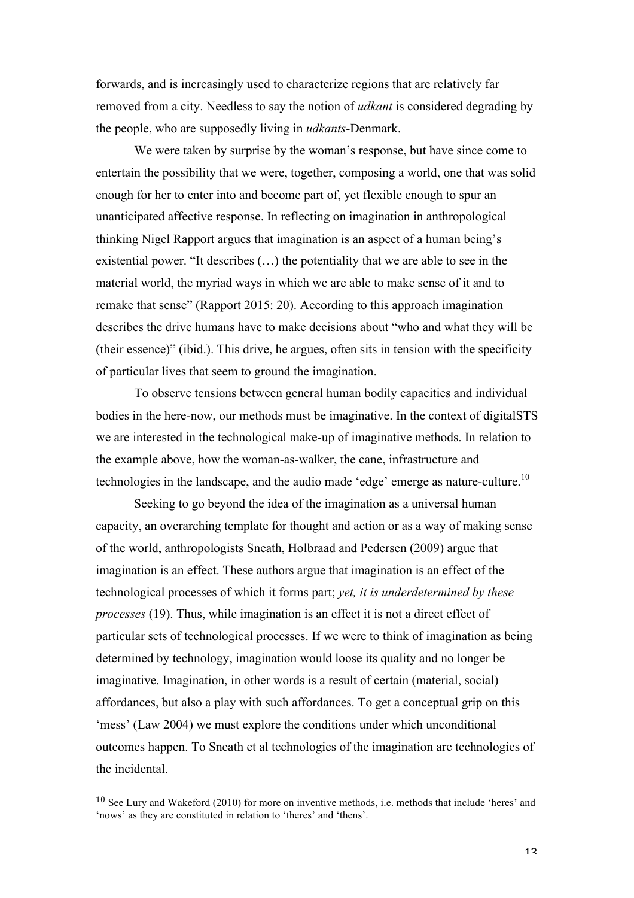forwards, and is increasingly used to characterize regions that are relatively far removed from a city. Needless to say the notion of *udkant* is considered degrading by the people, who are supposedly living in *udkants*-Denmark.

We were taken by surprise by the woman's response, but have since come to entertain the possibility that we were, together, composing a world, one that was solid enough for her to enter into and become part of, yet flexible enough to spur an unanticipated affective response. In reflecting on imagination in anthropological thinking Nigel Rapport argues that imagination is an aspect of a human being's existential power. "It describes (…) the potentiality that we are able to see in the material world, the myriad ways in which we are able to make sense of it and to remake that sense" (Rapport 2015: 20). According to this approach imagination describes the drive humans have to make decisions about "who and what they will be (their essence)" (ibid.). This drive, he argues, often sits in tension with the specificity of particular lives that seem to ground the imagination.

To observe tensions between general human bodily capacities and individual bodies in the here-now, our methods must be imaginative. In the context of digitalSTS we are interested in the technological make-up of imaginative methods. In relation to the example above, how the woman-as-walker, the cane, infrastructure and technologies in the landscape, and the audio made 'edge' emerge as nature-culture.[10]

Seeking to go beyond the idea of the imagination as a universal human capacity, an overarching template for thought and action or as a way of making sense of the world, anthropologists Sneath, Holbraad and Pedersen (2009) argue that imagination is an effect. These authors argue that imagination is an effect of the technological processes of which it forms part; *yet, it is underdetermined by these processes* (19). Thus, while imagination is an effect it is not a direct effect of particular sets of technological processes. If we were to think of imagination as being determined by technology, imagination would loose its quality and no longer be imaginative. Imagination, in other words is a result of certain (material, social) affordances, but also a play with such affordances. To get a conceptual grip on this 'mess' (Law 2004) we must explore the conditions under which unconditional outcomes happen. To Sneath et al technologies of the imagination are technologies of the incidental.

---

[10] See Lury and Wakeford (2010) for more on inventive methods, i.e. methods that include 'heres' and 'nows' as they are constituted in relation to 'theres' and 'thens'.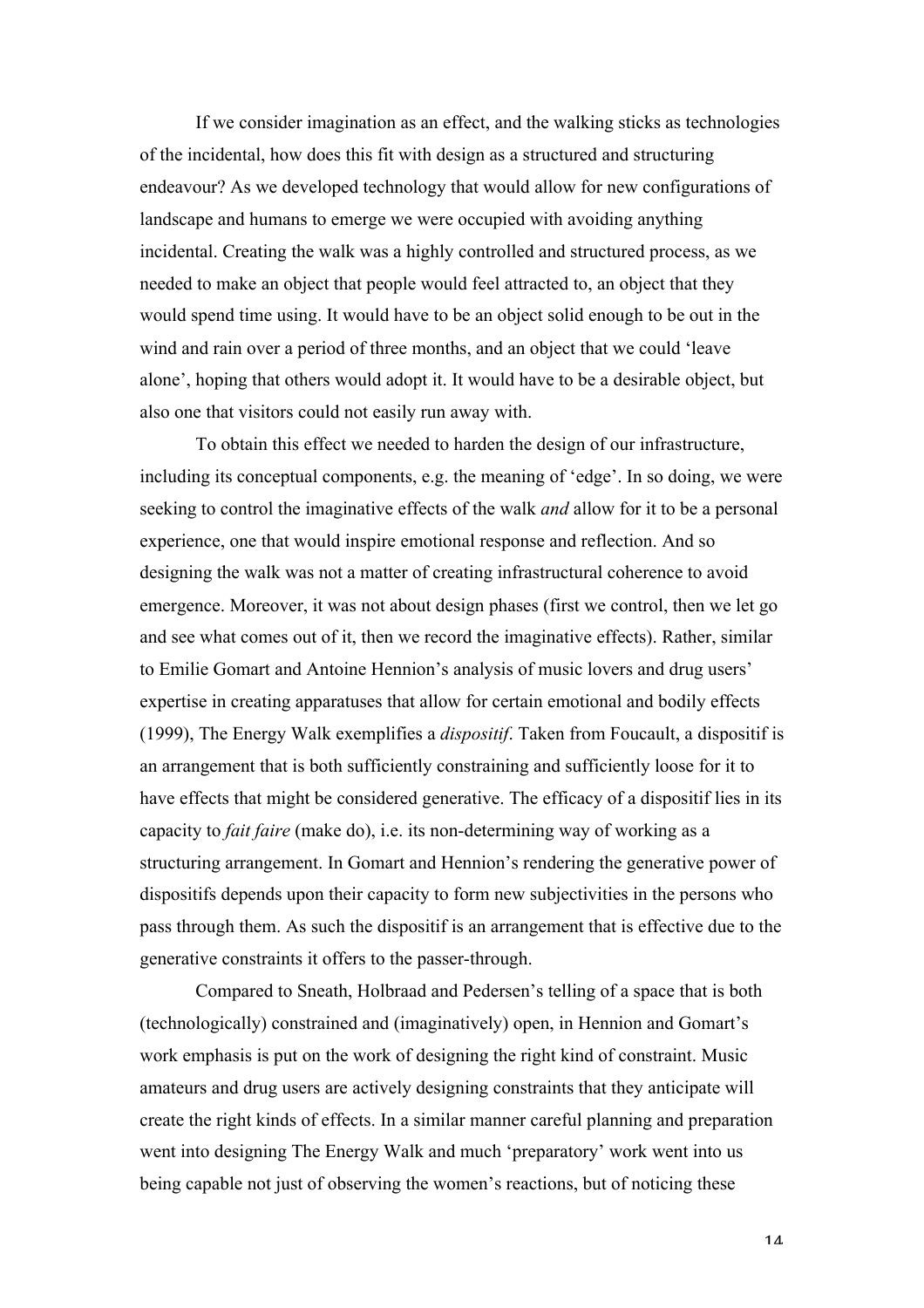If we consider imagination as an effect, and the walking sticks as technologies of the incidental, how does this fit with design as a structured and structuring endeavour? As we developed technology that would allow for new configurations of landscape and humans to emerge we were occupied with avoiding anything incidental. Creating the walk was a highly controlled and structured process, as we needed to make an object that people would feel attracted to, an object that they would spend time using. It would have to be an object solid enough to be out in the wind and rain over a period of three months, and an object that we could 'leave alone', hoping that others would adopt it. It would have to be a desirable object, but also one that visitors could not easily run away with.

To obtain this effect we needed to harden the design of our infrastructure, including its conceptual components, e.g. the meaning of 'edge'. In so doing, we were seeking to control the imaginative effects of the walk *and* allow for it to be a personal experience, one that would inspire emotional response and reflection. And so designing the walk was not a matter of creating infrastructural coherence to avoid emergence. Moreover, it was not about design phases (first we control, then we let go and see what comes out of it, then we record the imaginative effects). Rather, similar to Emilie Gomart and Antoine Hennion's analysis of music lovers and drug users' expertise in creating apparatuses that allow for certain emotional and bodily effects (1999), The Energy Walk exemplifies a *dispositif*. Taken from Foucault, a dispositif is an arrangement that is both sufficiently constraining and sufficiently loose for it to have effects that might be considered generative. The efficacy of a dispositif lies in its capacity to *fait faire* (make do), i.e. its non-determining way of working as a structuring arrangement. In Gomart and Hennion's rendering the generative power of dispositifs depends upon their capacity to form new subjectivities in the persons who pass through them. As such the dispositif is an arrangement that is effective due to the generative constraints it offers to the passer-through.

Compared to Sneath, Holbraad and Pedersen's telling of a space that is both (technologically) constrained and (imaginatively) open, in Hennion and Gomart's work emphasis is put on the work of designing the right kind of constraint. Music amateurs and drug users are actively designing constraints that they anticipate will create the right kinds of effects. In a similar manner careful planning and preparation went into designing The Energy Walk and much 'preparatory' work went into us being capable not just of observing the women's reactions, but of noticing these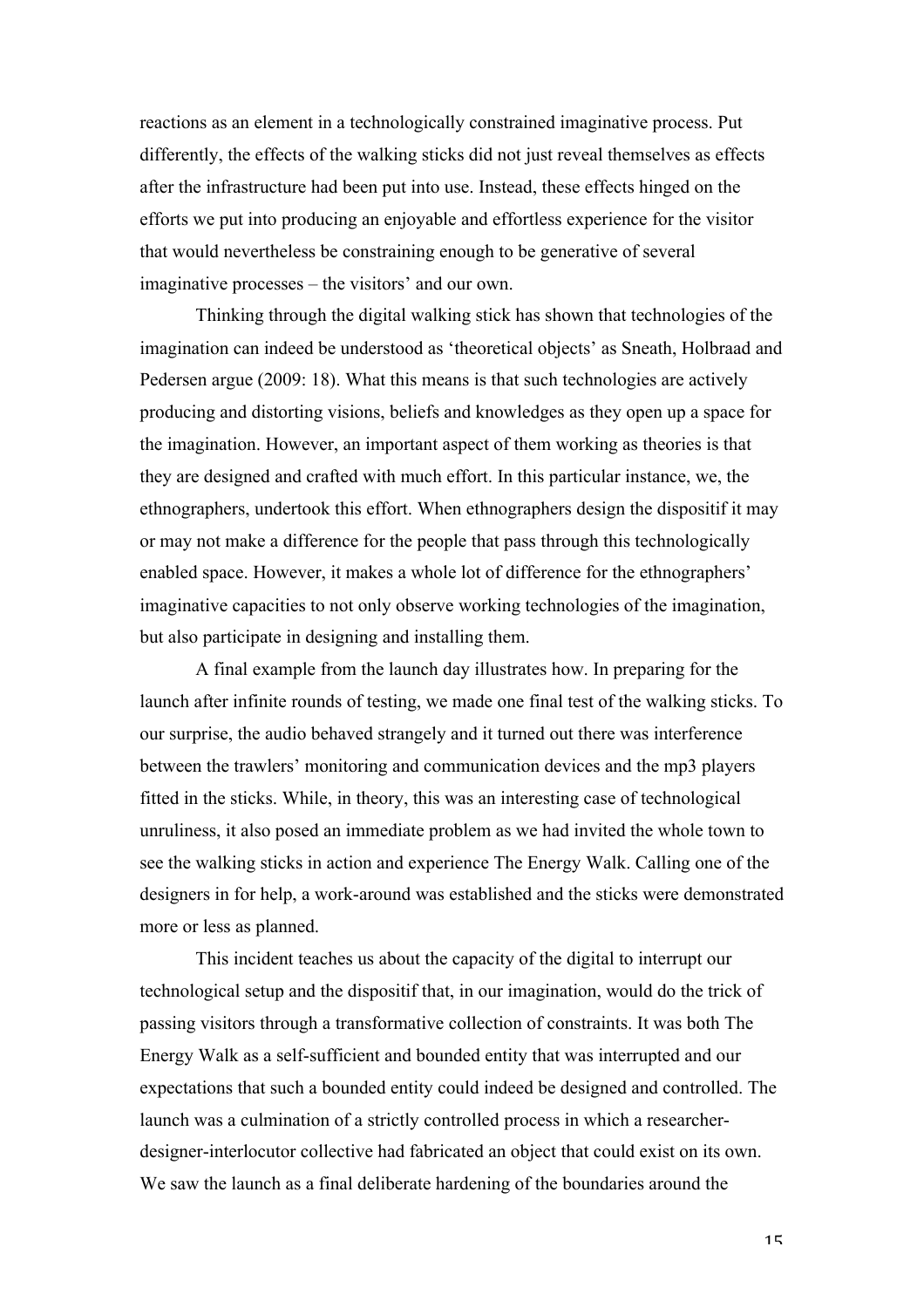reactions as an element in a technologically constrained imaginative process. Put differently, the effects of the walking sticks did not just reveal themselves as effects after the infrastructure had been put into use. Instead, these effects hinged on the efforts we put into producing an enjoyable and effortless experience for the visitor that would nevertheless be constraining enough to be generative of several imaginative processes – the visitors' and our own.

Thinking through the digital walking stick has shown that technologies of the imagination can indeed be understood as 'theoretical objects' as Sneath, Holbraad and Pedersen argue (2009: 18). What this means is that such technologies are actively producing and distorting visions, beliefs and knowledges as they open up a space for the imagination. However, an important aspect of them working as theories is that they are designed and crafted with much effort. In this particular instance, we, the ethnographers, undertook this effort. When ethnographers design the dispositif it may or may not make a difference for the people that pass through this technologically enabled space. However, it makes a whole lot of difference for the ethnographers' imaginative capacities to not only observe working technologies of the imagination, but also participate in designing and installing them.

A final example from the launch day illustrates how. In preparing for the launch after infinite rounds of testing, we made one final test of the walking sticks. To our surprise, the audio behaved strangely and it turned out there was interference between the trawlers' monitoring and communication devices and the mp3 players fitted in the sticks. While, in theory, this was an interesting case of technological unruliness, it also posed an immediate problem as we had invited the whole town to see the walking sticks in action and experience The Energy Walk. Calling one of the designers in for help, a work-around was established and the sticks were demonstrated more or less as planned.

This incident teaches us about the capacity of the digital to interrupt our technological setup and the dispositif that, in our imagination, would do the trick of passing visitors through a transformative collection of constraints. It was both The Energy Walk as a self-sufficient and bounded entity that was interrupted and our expectations that such a bounded entity could indeed be designed and controlled. The launch was a culmination of a strictly controlled process in which a researcher-designer-interlocutor collective had fabricated an object that could exist on its own. We saw the launch as a final deliberate hardening of the boundaries around the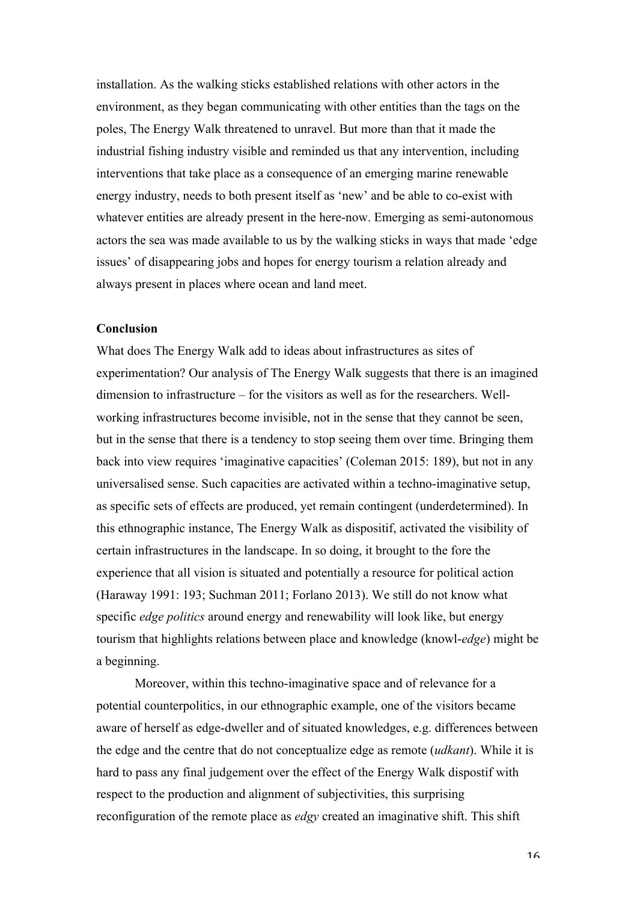installation. As the walking sticks established relations with other actors in the environment, as they began communicating with other entities than the tags on the poles, The Energy Walk threatened to unravel. But more than that it made the industrial fishing industry visible and reminded us that any intervention, including interventions that take place as a consequence of an emerging marine renewable energy industry, needs to both present itself as 'new' and be able to co-exist with whatever entities are already present in the here-now. Emerging as semi-autonomous actors the sea was made available to us by the walking sticks in ways that made 'edge issues' of disappearing jobs and hopes for energy tourism a relation already and always present in places where ocean and land meet.

**Conclusion**

What does The Energy Walk add to ideas about infrastructures as sites of experimentation? Our analysis of The Energy Walk suggests that there is an imagined dimension to infrastructure – for the visitors as well as for the researchers. Well-working infrastructures become invisible, not in the sense that they cannot be seen, but in the sense that there is a tendency to stop seeing them over time. Bringing them back into view requires 'imaginative capacities' (Coleman 2015: 189), but not in any universalised sense. Such capacities are activated within a techno-imaginative setup, as specific sets of effects are produced, yet remain contingent (underdetermined). In this ethnographic instance, The Energy Walk as dispositif, activated the visibility of certain infrastructures in the landscape. In so doing, it brought to the fore the experience that all vision is situated and potentially a resource for political action (Haraway 1991: 193; Suchman 2011; Forlano 2013). We still do not know what specific *edge politics* around energy and renewability will look like, but energy tourism that highlights relations between place and knowledge (knowl-*edge*) might be a beginning.

Moreover, within this techno-imaginative space and of relevance for a potential counterpolitics, in our ethnographic example, one of the visitors became aware of herself as edge-dweller and of situated knowledges, e.g. differences between the edge and the centre that do not conceptualize edge as remote (*udkant*). While it is hard to pass any final judgement over the effect of the Energy Walk dispostif with respect to the production and alignment of subjectivities, this surprising reconfiguration of the remote place as *edgy* created an imaginative shift. This shift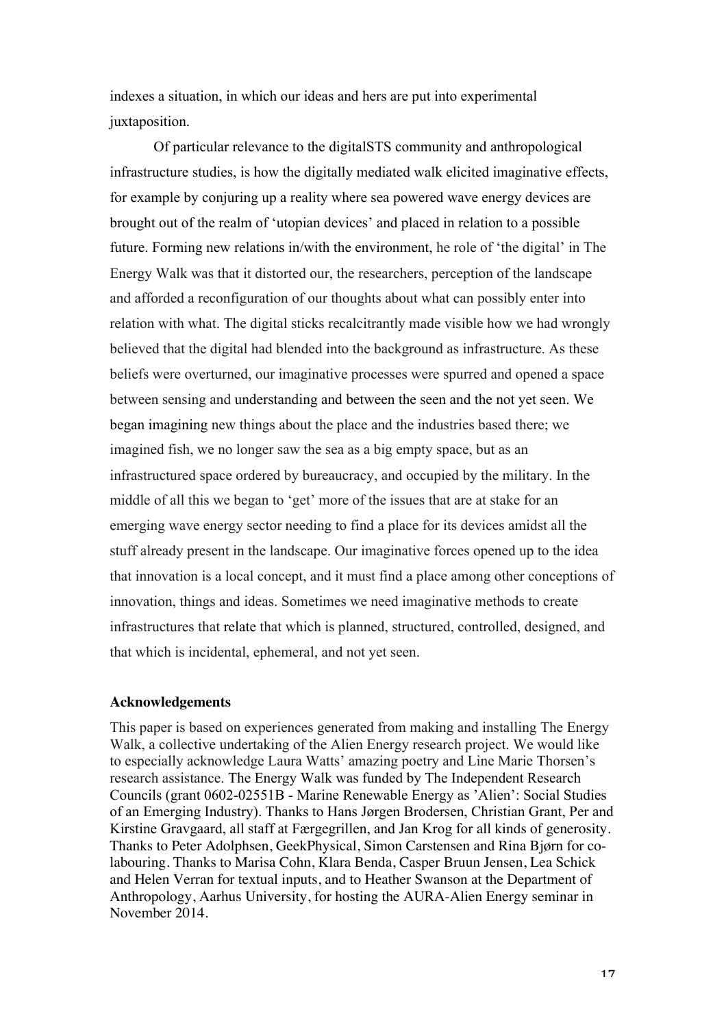indexes a situation, in which our ideas and hers are put into experimental juxtaposition.

Of particular relevance to the digitalSTS community and anthropological infrastructure studies, is how the digitally mediated walk elicited imaginative effects, for example by conjuring up a reality where sea powered wave energy devices are brought out of the realm of 'utopian devices' and placed in relation to a possible future. Forming new relations in/with the environment, he role of 'the digital' in The Energy Walk was that it distorted our, the researchers, perception of the landscape and afforded a reconfiguration of our thoughts about what can possibly enter into relation with what. The digital sticks recalcitrantly made visible how we had wrongly believed that the digital had blended into the background as infrastructure. As these beliefs were overturned, our imaginative processes were spurred and opened a space between sensing and understanding and between the seen and the not yet seen. We began imagining new things about the place and the industries based there; we imagined fish, we no longer saw the sea as a big empty space, but as an infrastructured space ordered by bureaucracy, and occupied by the military. In the middle of all this we began to 'get' more of the issues that are at stake for an emerging wave energy sector needing to find a place for its devices amidst all the stuff already present in the landscape. Our imaginative forces opened up to the idea that innovation is a local concept, and it must find a place among other conceptions of innovation, things and ideas. Sometimes we need imaginative methods to create infrastructures that relate that which is planned, structured, controlled, designed, and that which is incidental, ephemeral, and not yet seen.

### Acknowledgements

This paper is based on experiences generated from making and installing The Energy Walk, a collective undertaking of the Alien Energy research project. We would like to especially acknowledge Laura Watts' amazing poetry and Line Marie Thorsen's research assistance. The Energy Walk was funded by The Independent Research Councils (grant 0602-02551B - Marine Renewable Energy as 'Alien': Social Studies of an Emerging Industry). Thanks to Hans Jørgen Brodersen, Christian Grant, Per and Kirstine Gravgaard, all staff at Færgegrillen, and Jan Krog for all kinds of generosity. Thanks to Peter Adolphsen, GeekPhysical, Simon Carstensen and Rina Bjørn for co-labouring. Thanks to Marisa Cohn, Klara Benda, Casper Bruun Jensen, Lea Schick and Helen Verran for textual inputs, and to Heather Swanson at the Department of Anthropology, Aarhus University, for hosting the AURA-Alien Energy seminar in November 2014.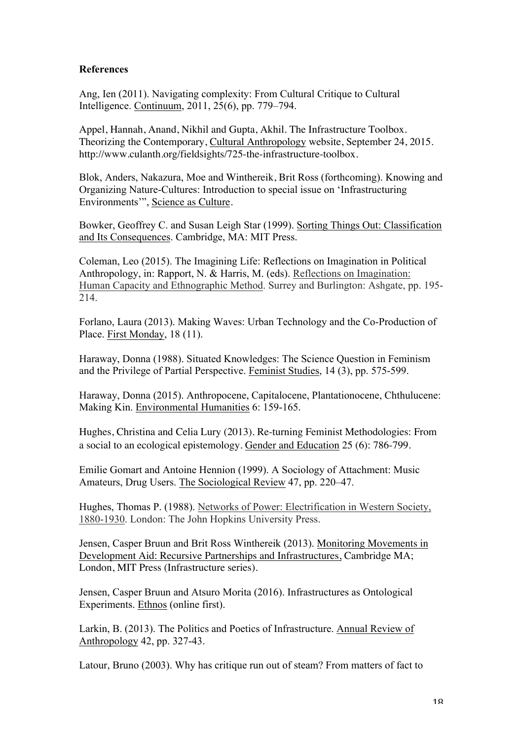**References**

Ang, Ien (2011). Navigating complexity: From Cultural Critique to Cultural Intelligence. Continuum, 2011, 25(6), pp. 779–794.

Appel, Hannah, Anand, Nikhil and Gupta, Akhil. The Infrastructure Toolbox. Theorizing the Contemporary, Cultural Anthropology website, September 24, 2015. http://www.culanth.org/fieldsights/725-the-infrastructure-toolbox.

Blok, Anders, Nakazura, Moe and Winthereik, Brit Ross (forthcoming). Knowing and Organizing Nature-Cultures: Introduction to special issue on 'Infrastructuring Environments'", Science as Culture.

Bowker, Geoffrey C. and Susan Leigh Star (1999). Sorting Things Out: Classification and Its Consequences. Cambridge, MA: MIT Press.

Coleman, Leo (2015). The Imagining Life: Reflections on Imagination in Political Anthropology, in: Rapport, N. & Harris, M. (eds). Reflections on Imagination: Human Capacity and Ethnographic Method. Surrey and Burlington: Ashgate, pp. 195-214.

Forlano, Laura (2013). Making Waves: Urban Technology and the Co-Production of Place. First Monday, 18 (11).

Haraway, Donna (1988). Situated Knowledges: The Science Question in Feminism and the Privilege of Partial Perspective. Feminist Studies, 14 (3), pp. 575-599.

Haraway, Donna (2015). Anthropocene, Capitalocene, Plantationocene, Chthulucene: Making Kin. Environmental Humanities 6: 159-165.

Hughes, Christina and Celia Lury (2013). Re-turning Feminist Methodologies: From a social to an ecological epistemology. Gender and Education 25 (6): 786-799.

Emilie Gomart and Antoine Hennion (1999). A Sociology of Attachment: Music Amateurs, Drug Users. The Sociological Review 47, pp. 220–47.

Hughes, Thomas P. (1988). Networks of Power: Electrification in Western Society, 1880-1930. London: The John Hopkins University Press.

Jensen, Casper Bruun and Brit Ross Winthereik (2013). Monitoring Movements in Development Aid: Recursive Partnerships and Infrastructures, Cambridge MA; London, MIT Press (Infrastructure series).

Jensen, Casper Bruun and Atsuro Morita (2016). Infrastructures as Ontological Experiments. Ethnos (online first).

Larkin, B. (2013). The Politics and Poetics of Infrastructure. Annual Review of Anthropology 42, pp. 327-43.

Latour, Bruno (2003). Why has critique run out of steam? From matters of fact to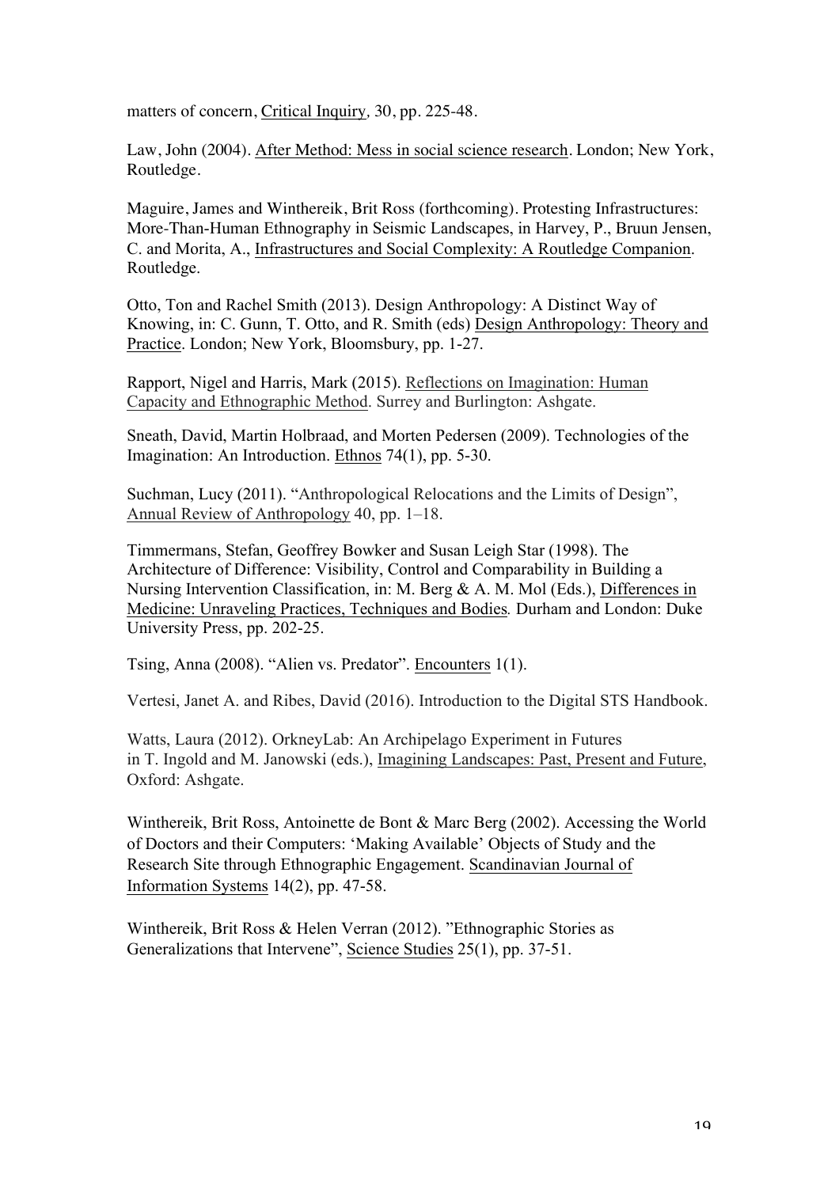matters of concern, Critical Inquiry, 30, pp. 225-48.

Law, John (2004). After Method: Mess in social science research. London; New York, Routledge.

Maguire, James and Winthereik, Brit Ross (forthcoming). Protesting Infrastructures: More-Than-Human Ethnography in Seismic Landscapes, in Harvey, P., Bruun Jensen, C. and Morita, A., Infrastructures and Social Complexity: A Routledge Companion. Routledge.

Otto, Ton and Rachel Smith (2013). Design Anthropology: A Distinct Way of Knowing, in: C. Gunn, T. Otto, and R. Smith (eds) Design Anthropology: Theory and Practice. London; New York, Bloomsbury, pp. 1-27.

Rapport, Nigel and Harris, Mark (2015). Reflections on Imagination: Human Capacity and Ethnographic Method. Surrey and Burlington: Ashgate.

Sneath, David, Martin Holbraad, and Morten Pedersen (2009). Technologies of the Imagination: An Introduction. Ethnos 74(1), pp. 5-30.

Suchman, Lucy (2011). "Anthropological Relocations and the Limits of Design", Annual Review of Anthropology 40, pp. 1–18.

Timmermans, Stefan, Geoffrey Bowker and Susan Leigh Star (1998). The Architecture of Difference: Visibility, Control and Comparability in Building a Nursing Intervention Classification, in: M. Berg & A. M. Mol (Eds.), Differences in Medicine: Unraveling Practices, Techniques and Bodies. Durham and London: Duke University Press, pp. 202-25.

Tsing, Anna (2008). "Alien vs. Predator". Encounters 1(1).

Vertesi, Janet A. and Ribes, David (2016). Introduction to the Digital STS Handbook.

Watts, Laura (2012). OrkneyLab: An Archipelago Experiment in Futures in T. Ingold and M. Janowski (eds.), Imagining Landscapes: Past, Present and Future, Oxford: Ashgate.

Winthereik, Brit Ross, Antoinette de Bont & Marc Berg (2002). Accessing the World of Doctors and their Computers: 'Making Available' Objects of Study and the Research Site through Ethnographic Engagement. Scandinavian Journal of Information Systems 14(2), pp. 47-58.

Winthereik, Brit Ross & Helen Verran (2012). "Ethnographic Stories as Generalizations that Intervene", Science Studies 25(1), pp. 37-51.